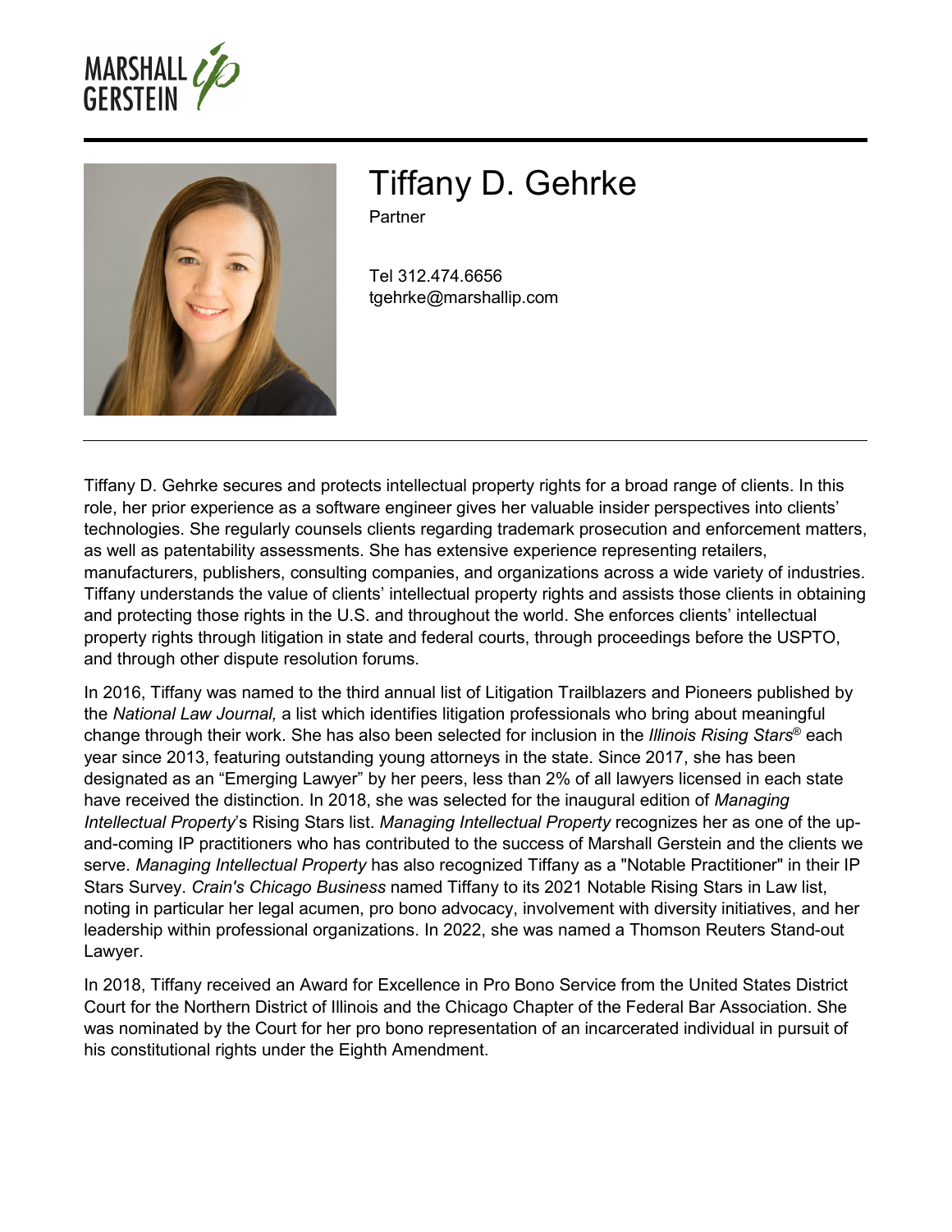# Tiffany D. Gehrke

Partner

Tel 312.474.6656
tgehrke@marshallip.com

Tiffany D. Gehrke secures and protects intellectual property rights for a broad range of clients. In this role, her prior experience as a software engineer gives her valuable insider perspectives into clients' technologies. She regularly counsels clients regarding trademark prosecution and enforcement matters, as well as patentability assessments. She has extensive experience representing retailers, manufacturers, publishers, consulting companies, and organizations across a wide variety of industries. Tiffany understands the value of clients' intellectual property rights and assists those clients in obtaining and protecting those rights in the U.S. and throughout the world. She enforces clients' intellectual property rights through litigation in state and federal courts, through proceedings before the USPTO, and through other dispute resolution forums.

In 2016, Tiffany was named to the third annual list of Litigation Trailblazers and Pioneers published by the *National Law Journal,* a list which identifies litigation professionals who bring about meaningful change through their work. She has also been selected for inclusion in the *Illinois Rising Stars®* each year since 2013, featuring outstanding young attorneys in the state. Since 2017, she has been designated as an "Emerging Lawyer" by her peers, less than 2% of all lawyers licensed in each state have received the distinction. In 2018, she was selected for the inaugural edition of *Managing Intellectual Property*'s Rising Stars list. *Managing Intellectual Property* recognizes her as one of the up-and-coming IP practitioners who has contributed to the success of Marshall Gerstein and the clients we serve. *Managing Intellectual Property* has also recognized Tiffany as a "Notable Practitioner" in their IP Stars Survey. *Crain's Chicago Business* named Tiffany to its 2021 Notable Rising Stars in Law list, noting in particular her legal acumen, pro bono advocacy, involvement with diversity initiatives, and her leadership within professional organizations. In 2022, she was named a Thomson Reuters Stand-out Lawyer.

In 2018, Tiffany received an Award for Excellence in Pro Bono Service from the United States District Court for the Northern District of Illinois and the Chicago Chapter of the Federal Bar Association. She was nominated by the Court for her pro bono representation of an incarcerated individual in pursuit of his constitutional rights under the Eighth Amendment.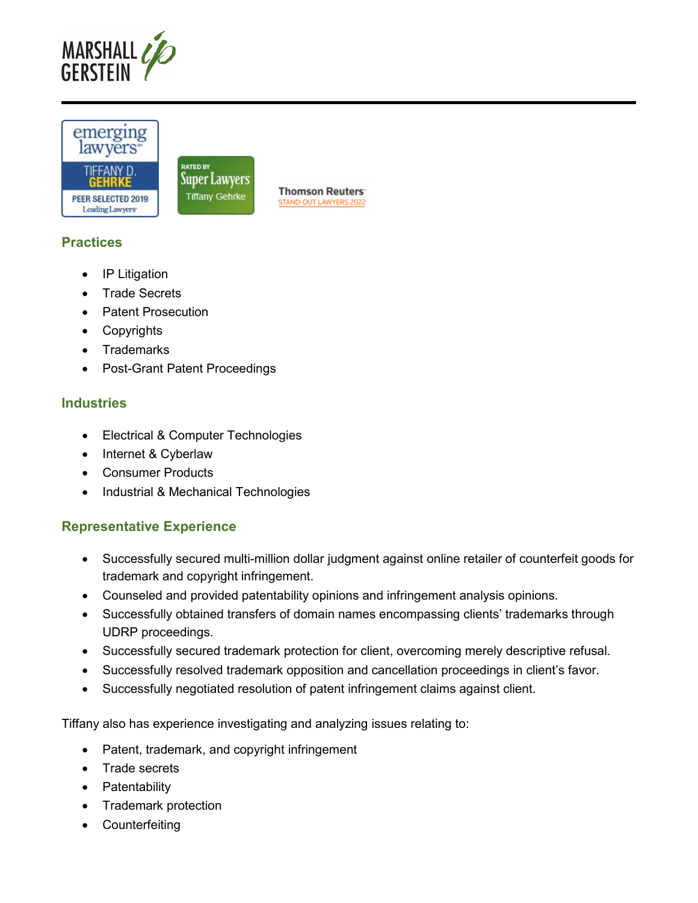## Practices

- IP Litigation
- Trade Secrets
- Patent Prosecution
- Copyrights
- Trademarks
- Post-Grant Patent Proceedings

## Industries

- Electrical & Computer Technologies
- Internet & Cyberlaw
- Consumer Products
- Industrial & Mechanical Technologies

## Representative Experience

- Successfully secured multi-million dollar judgment against online retailer of counterfeit goods for trademark and copyright infringement.
- Counseled and provided patentability opinions and infringement analysis opinions.
- Successfully obtained transfers of domain names encompassing clients' trademarks through UDRP proceedings.
- Successfully secured trademark protection for client, overcoming merely descriptive refusal.
- Successfully resolved trademark opposition and cancellation proceedings in client's favor.
- Successfully negotiated resolution of patent infringement claims against client.

Tiffany also has experience investigating and analyzing issues relating to:

- Patent, trademark, and copyright infringement
- Trade secrets
- Patentability
- Trademark protection
- Counterfeiting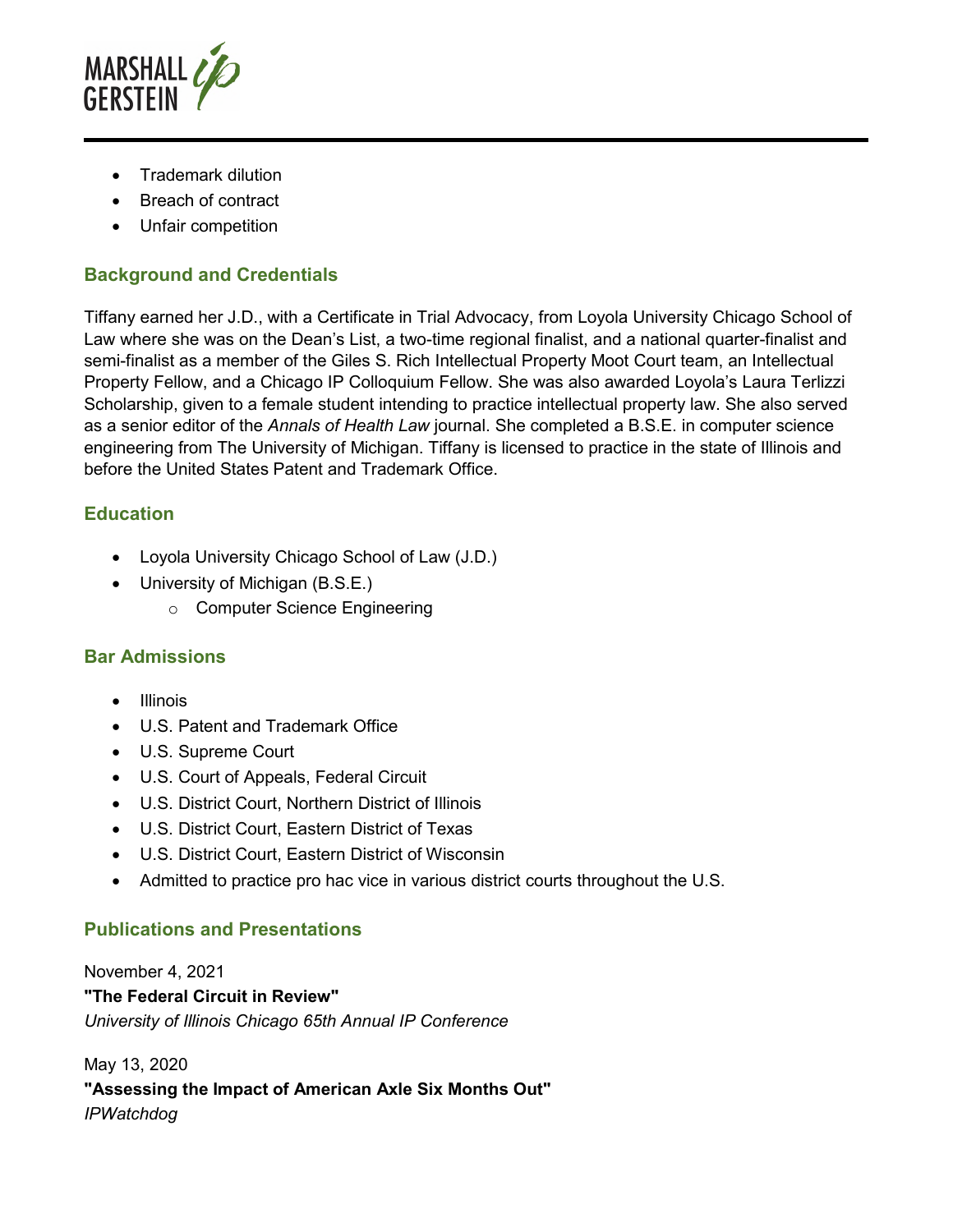- Trademark dilution
- Breach of contract
- Unfair competition

## Background and Credentials

Tiffany earned her J.D., with a Certificate in Trial Advocacy, from Loyola University Chicago School of Law where she was on the Dean's List, a two-time regional finalist, and a national quarter-finalist and semi-finalist as a member of the Giles S. Rich Intellectual Property Moot Court team, an Intellectual Property Fellow, and a Chicago IP Colloquium Fellow. She was also awarded Loyola's Laura Terlizzi Scholarship, given to a female student intending to practice intellectual property law. She also served as a senior editor of the *Annals of Health Law* journal. She completed a B.S.E. in computer science engineering from The University of Michigan. Tiffany is licensed to practice in the state of Illinois and before the United States Patent and Trademark Office.

## Education

- Loyola University Chicago School of Law (J.D.)
- University of Michigan (B.S.E.)
  - Computer Science Engineering

## Bar Admissions

- Illinois
- U.S. Patent and Trademark Office
- U.S. Supreme Court
- U.S. Court of Appeals, Federal Circuit
- U.S. District Court, Northern District of Illinois
- U.S. District Court, Eastern District of Texas
- U.S. District Court, Eastern District of Wisconsin
- Admitted to practice pro hac vice in various district courts throughout the U.S.

## Publications and Presentations

November 4, 2021
**"The Federal Circuit in Review"**
*University of Illinois Chicago 65th Annual IP Conference*

May 13, 2020
**"Assessing the Impact of American Axle Six Months Out"**
*IPWatchdog*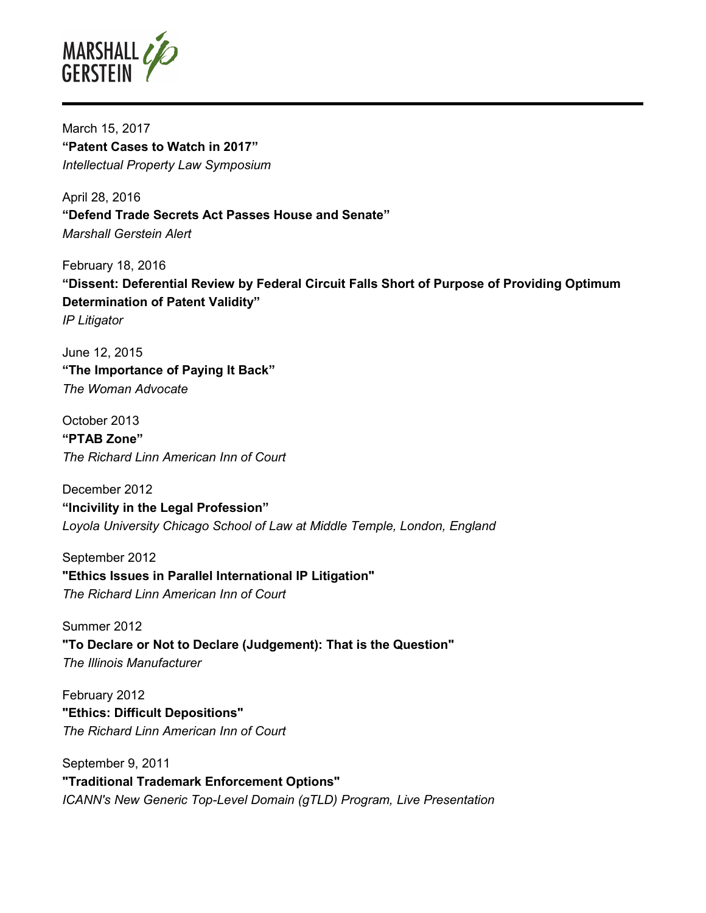March 15, 2017
**“Patent Cases to Watch in 2017”**
*Intellectual Property Law Symposium*

April 28, 2016
**“Defend Trade Secrets Act Passes House and Senate”**
*Marshall Gerstein Alert*

February 18, 2016
**“Dissent: Deferential Review by Federal Circuit Falls Short of Purpose of Providing Optimum Determination of Patent Validity”**
*IP Litigator*

June 12, 2015
**“The Importance of Paying It Back”**
*The Woman Advocate*

October 2013
**“PTAB Zone”**
*The Richard Linn American Inn of Court*

December 2012
**“Incivility in the Legal Profession”**
*Loyola University Chicago School of Law at Middle Temple, London, England*

September 2012
**"Ethics Issues in Parallel International IP Litigation"**
*The Richard Linn American Inn of Court*

Summer 2012
**"To Declare or Not to Declare (Judgement): That is the Question"**
*The Illinois Manufacturer*

February 2012
**"Ethics: Difficult Depositions"**
*The Richard Linn American Inn of Court*

September 9, 2011
**"Traditional Trademark Enforcement Options"**
*ICANN's New Generic Top-Level Domain (gTLD) Program, Live Presentation*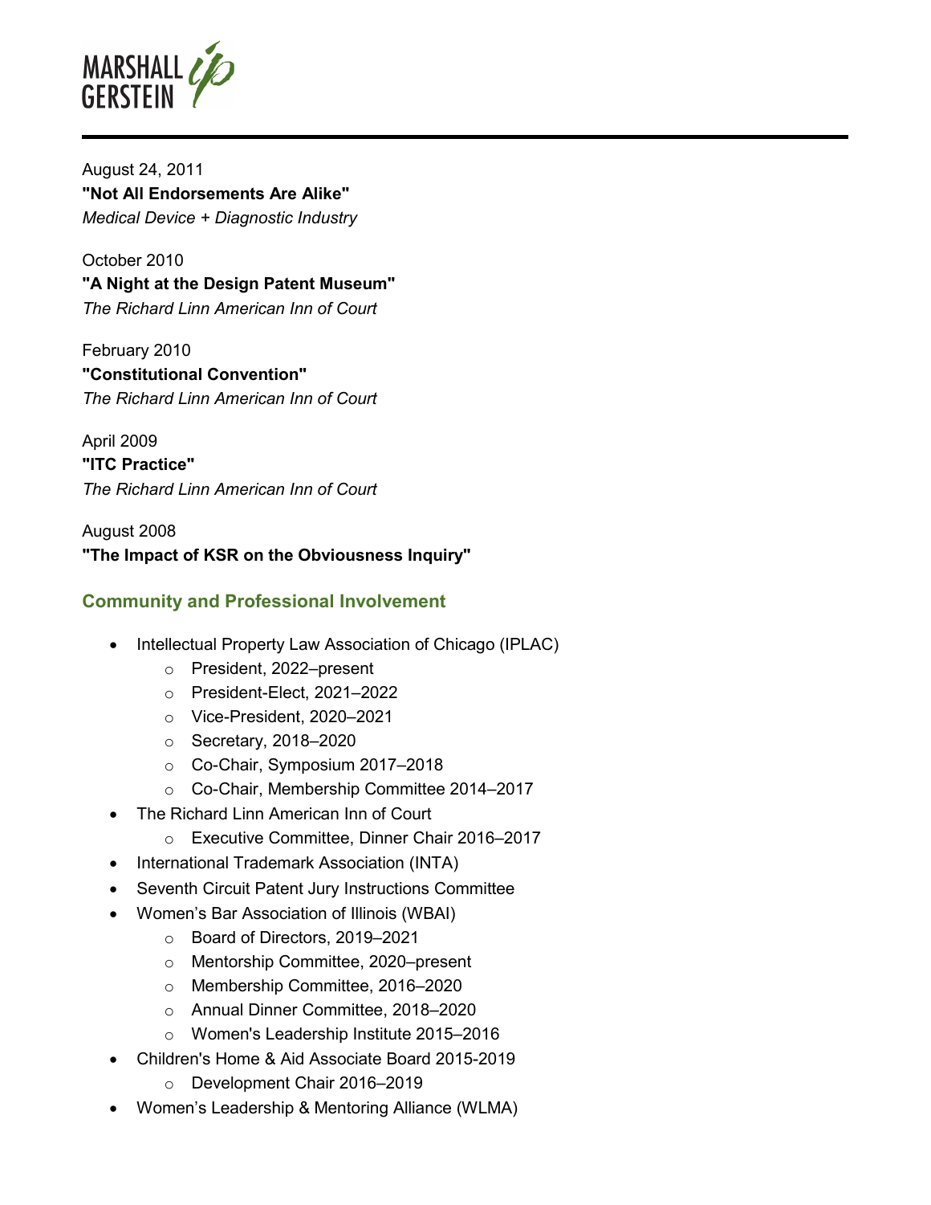August 24, 2011
**"Not All Endorsements Are Alike"**
*Medical Device + Diagnostic Industry*

October 2010
**"A Night at the Design Patent Museum"**
*The Richard Linn American Inn of Court*

February 2010
**"Constitutional Convention"**
*The Richard Linn American Inn of Court*

April 2009
**"ITC Practice"**
*The Richard Linn American Inn of Court*

August 2008
**"The Impact of KSR on the Obviousness Inquiry"**

## Community and Professional Involvement

- Intellectual Property Law Association of Chicago (IPLAC)
  - President, 2022–present
  - President-Elect, 2021–2022
  - Vice-President, 2020–2021
  - Secretary, 2018–2020
  - Co-Chair, Symposium 2017–2018
  - Co-Chair, Membership Committee 2014–2017
- The Richard Linn American Inn of Court
  - Executive Committee, Dinner Chair 2016–2017
- International Trademark Association (INTA)
- Seventh Circuit Patent Jury Instructions Committee
- Women's Bar Association of Illinois (WBAI)
  - Board of Directors, 2019–2021
  - Mentorship Committee, 2020–present
  - Membership Committee, 2016–2020
  - Annual Dinner Committee, 2018–2020
  - Women's Leadership Institute 2015–2016
- Children's Home & Aid Associate Board 2015-2019
  - Development Chair 2016–2019
- Women's Leadership & Mentoring Alliance (WLMA)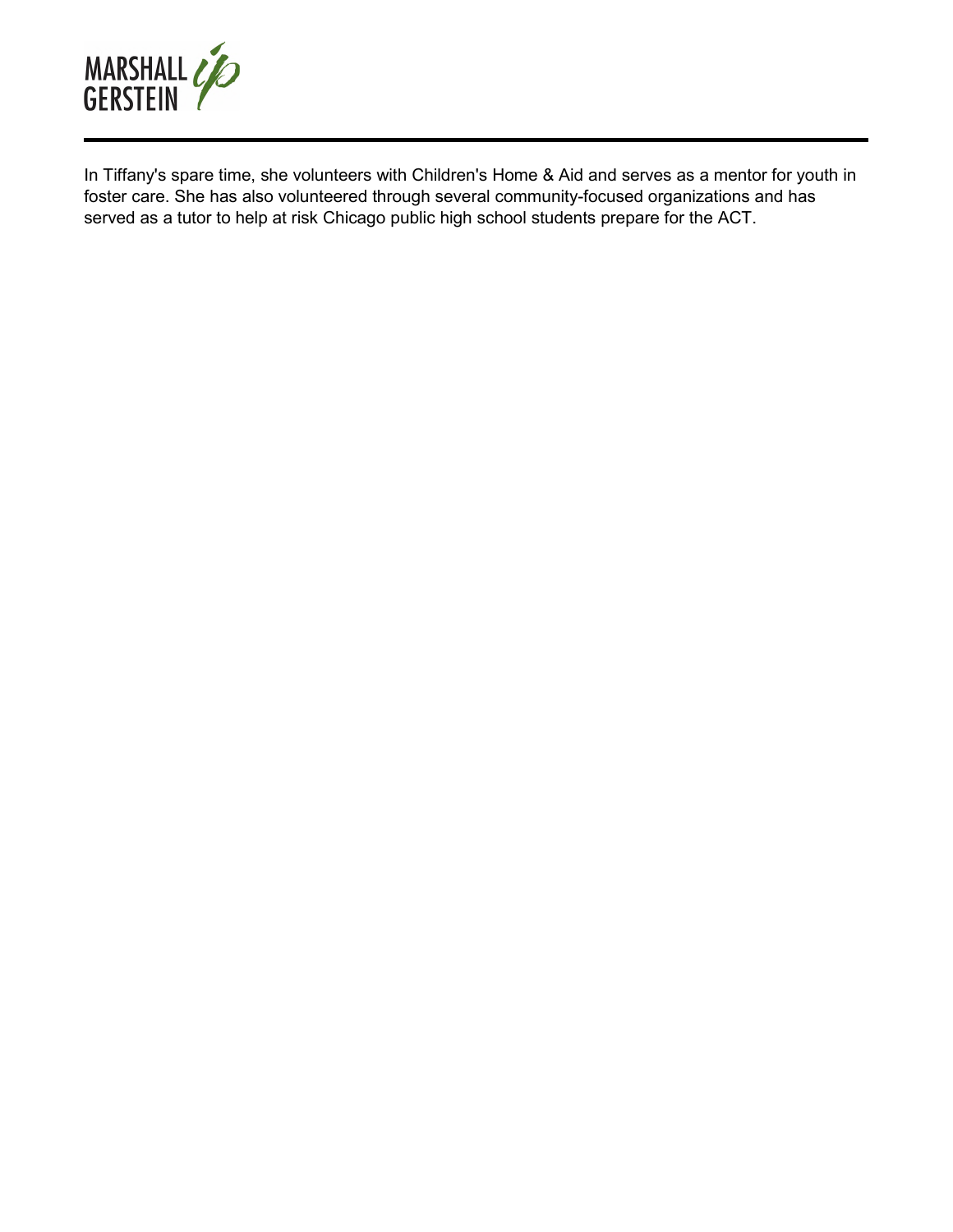In Tiffany's spare time, she volunteers with Children's Home & Aid and serves as a mentor for youth in foster care. She has also volunteered through several community-focused organizations and has served as a tutor to help at risk Chicago public high school students prepare for the ACT.